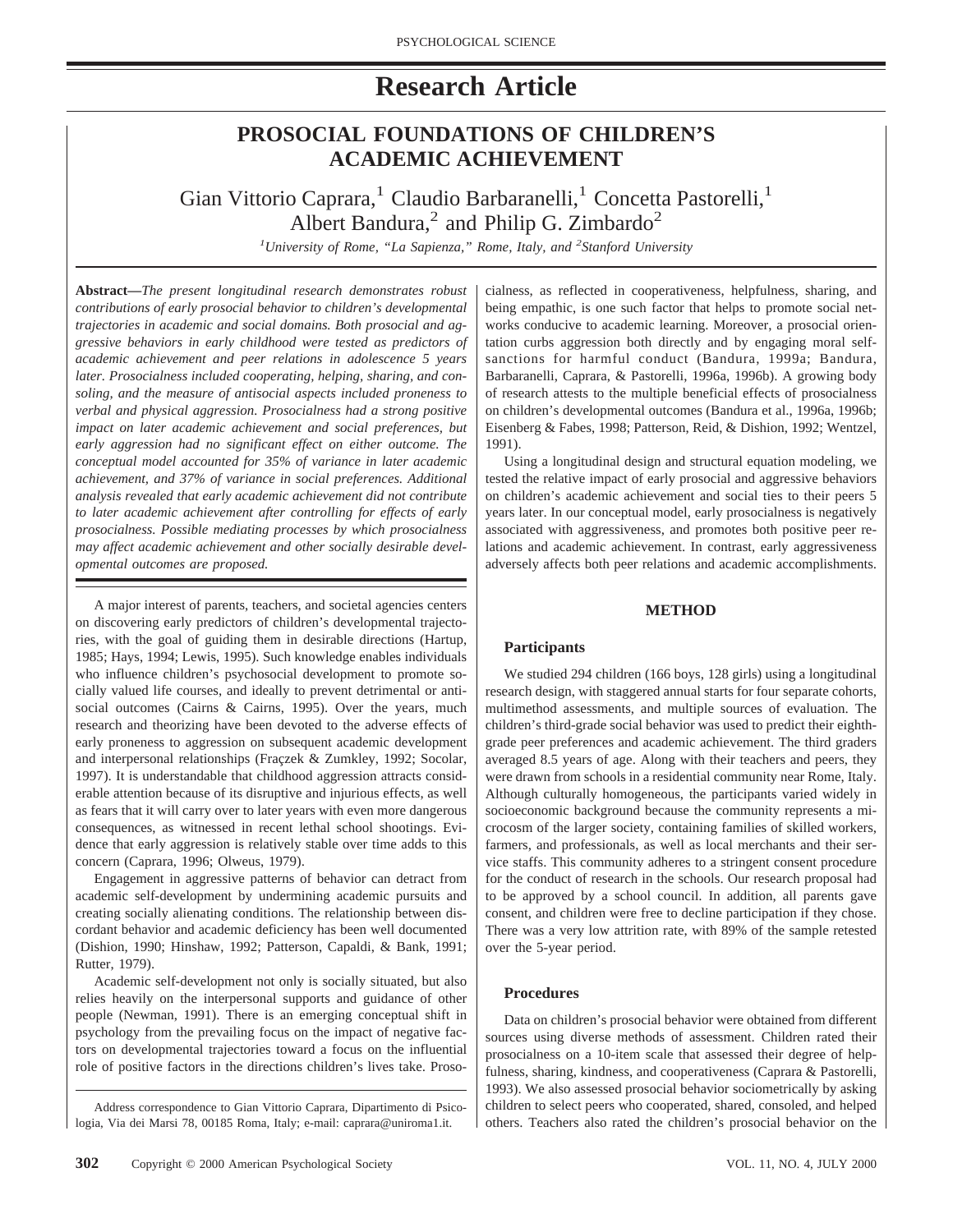# Research Article

## PROSOCIAL FOUNDATIONS OF CHILDREN'S ACADEMIC ACHIEVEMENT

Gian Vittorio Caprara,[1] Claudio Barbaranelli,[1] Concetta Pastorelli,[1] Albert Bandura,[2] and Philip G. Zimbardo[2]

*[1]University of Rome, "La Sapienza," Rome, Italy, and [2]Stanford University*

**Abstract—***The present longitudinal research demonstrates robust contributions of early prosocial behavior to children's developmental trajectories in academic and social domains. Both prosocial and aggressive behaviors in early childhood were tested as predictors of academic achievement and peer relations in adolescence 5 years later. Prosocialness included cooperating, helping, sharing, and consoling, and the measure of antisocial aspects included proneness to verbal and physical aggression. Prosocialness had a strong positive impact on later academic achievement and social preferences, but early aggression had no significant effect on either outcome. The conceptual model accounted for 35% of variance in later academic achievement, and 37% of variance in social preferences. Additional analysis revealed that early academic achievement did not contribute to later academic achievement after controlling for effects of early prosocialness. Possible mediating processes by which prosocialness may affect academic achievement and other socially desirable developmental outcomes are proposed.*

A major interest of parents, teachers, and societal agencies centers on discovering early predictors of children's developmental trajectories, with the goal of guiding them in desirable directions (Hartup, 1985; Hays, 1994; Lewis, 1995). Such knowledge enables individuals who influence children's psychosocial development to promote socially valued life courses, and ideally to prevent detrimental or antisocial outcomes (Cairns & Cairns, 1995). Over the years, much research and theorizing have been devoted to the adverse effects of early proneness to aggression on subsequent academic development and interpersonal relationships (Fraçzek & Zumkley, 1992; Socolar, 1997). It is understandable that childhood aggression attracts considerable attention because of its disruptive and injurious effects, as well as fears that it will carry over to later years with even more dangerous consequences, as witnessed in recent lethal school shootings. Evidence that early aggression is relatively stable over time adds to this concern (Caprara, 1996; Olweus, 1979).

Engagement in aggressive patterns of behavior can detract from academic self-development by undermining academic pursuits and creating socially alienating conditions. The relationship between discordant behavior and academic deficiency has been well documented (Dishion, 1990; Hinshaw, 1992; Patterson, Capaldi, & Bank, 1991; Rutter, 1979).

Academic self-development not only is socially situated, but also relies heavily on the interpersonal supports and guidance of other people (Newman, 1991). There is an emerging conceptual shift in psychology from the prevailing focus on the impact of negative factors on developmental trajectories toward a focus on the influential role of positive factors in the directions children's lives take. Prosocialness, as reflected in cooperativeness, helpfulness, sharing, and being empathic, is one such factor that helps to promote social networks conducive to academic learning. Moreover, a prosocial orientation curbs aggression both directly and by engaging moral self-sanctions for harmful conduct (Bandura, 1999a; Bandura, Barbaranelli, Caprara, & Pastorelli, 1996a, 1996b). A growing body of research attests to the multiple beneficial effects of prosocialness on children's developmental outcomes (Bandura et al., 1996a, 1996b; Eisenberg & Fabes, 1998; Patterson, Reid, & Dishion, 1992; Wentzel, 1991).

Using a longitudinal design and structural equation modeling, we tested the relative impact of early prosocial and aggressive behaviors on children's academic achievement and social ties to their peers 5 years later. In our conceptual model, early prosocialness is negatively associated with aggressiveness, and promotes both positive peer relations and academic achievement. In contrast, early aggressiveness adversely affects both peer relations and academic accomplishments.

## METHOD

### Participants

We studied 294 children (166 boys, 128 girls) using a longitudinal research design, with staggered annual starts for four separate cohorts, multimethod assessments, and multiple sources of evaluation. The children's third-grade social behavior was used to predict their eighth-grade peer preferences and academic achievement. The third graders averaged 8.5 years of age. Along with their teachers and peers, they were drawn from schools in a residential community near Rome, Italy. Although culturally homogeneous, the participants varied widely in socioeconomic background because the community represents a microcosm of the larger society, containing families of skilled workers, farmers, and professionals, as well as local merchants and their service staffs. This community adheres to a stringent consent procedure for the conduct of research in the schools. Our research proposal had to be approved by a school council. In addition, all parents gave consent, and children were free to decline participation if they chose. There was a very low attrition rate, with 89% of the sample retested over the 5-year period.

### Procedures

Data on children's prosocial behavior were obtained from different sources using diverse methods of assessment. Children rated their prosocialness on a 10-item scale that assessed their degree of helpfulness, sharing, kindness, and cooperativeness (Caprara & Pastorelli, 1993). We also assessed prosocial behavior sociometrically by asking children to select peers who cooperated, shared, consoled, and helped others. Teachers also rated the children's prosocial behavior on the

Address correspondence to Gian Vittorio Caprara, Dipartimento di Psicologia, Via dei Marsi 78, 00185 Roma, Italy; e-mail: caprara@uniroma1.it.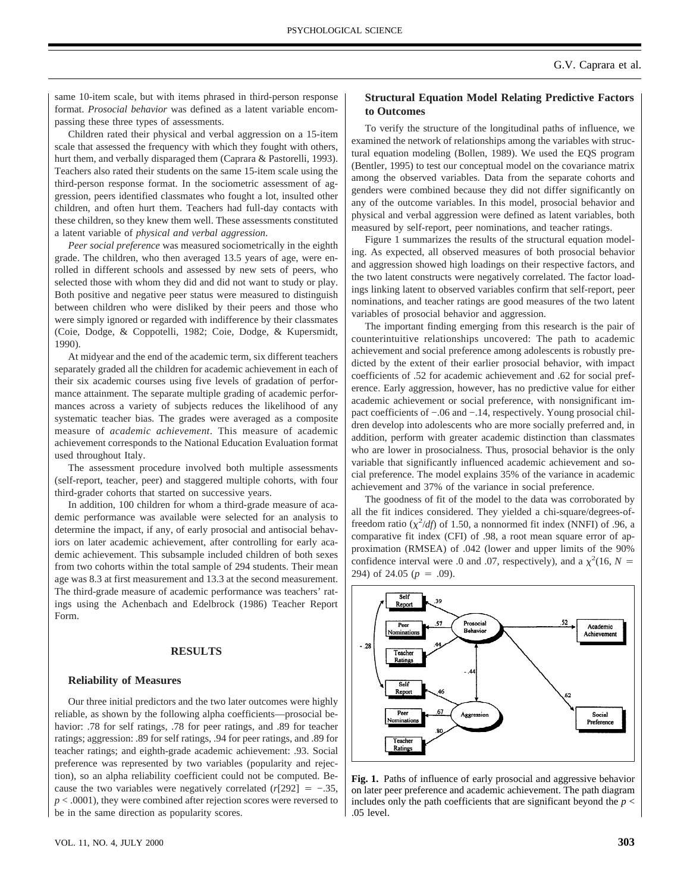same 10-item scale, but with items phrased in third-person response format. *Prosocial behavior* was defined as a latent variable encompassing these three types of assessments.

Children rated their physical and verbal aggression on a 15-item scale that assessed the frequency with which they fought with others, hurt them, and verbally disparaged them (Caprara & Pastorelli, 1993). Teachers also rated their students on the same 15-item scale using the third-person response format. In the sociometric assessment of aggression, peers identified classmates who fought a lot, insulted other children, and often hurt them. Teachers had full-day contacts with these children, so they knew them well. These assessments constituted a latent variable of *physical and verbal aggression*.

*Peer social preference* was measured sociometrically in the eighth grade. The children, who then averaged 13.5 years of age, were enrolled in different schools and assessed by new sets of peers, who selected those with whom they did and did not want to study or play. Both positive and negative peer status were measured to distinguish between children who were disliked by their peers and those who were simply ignored or regarded with indifference by their classmates (Coie, Dodge, & Coppotelli, 1982; Coie, Dodge, & Kupersmidt, 1990).

At midyear and the end of the academic term, six different teachers separately graded all the children for academic achievement in each of their six academic courses using five levels of gradation of performance attainment. The separate multiple grading of academic performances across a variety of subjects reduces the likelihood of any systematic teacher bias. The grades were averaged as a composite measure of *academic achievement*. This measure of academic achievement corresponds to the National Education Evaluation format used throughout Italy.

The assessment procedure involved both multiple assessments (self-report, teacher, peer) and staggered multiple cohorts, with four third-grader cohorts that started on successive years.

In addition, 100 children for whom a third-grade measure of academic performance was available were selected for an analysis to determine the impact, if any, of early prosocial and antisocial behaviors on later academic achievement, after controlling for early academic achievement. This subsample included children of both sexes from two cohorts within the total sample of 294 students. Their mean age was 8.3 at first measurement and 13.3 at the second measurement. The third-grade measure of academic performance was teachers' ratings using the Achenbach and Edelbrock (1986) Teacher Report Form.

## RESULTS

### Reliability of Measures

Our three initial predictors and the two later outcomes were highly reliable, as shown by the following alpha coefficients—prosocial behavior: .78 for self ratings, .78 for peer ratings, and .89 for teacher ratings; aggression: .89 for self ratings, .94 for peer ratings, and .89 for teacher ratings; and eighth-grade academic achievement: .93. Social preference was represented by two variables (popularity and rejection), so an alpha reliability coefficient could not be computed. Because the two variables were negatively correlated ($r[292] = -.35$, $p < .0001$), they were combined after rejection scores were reversed to be in the same direction as popularity scores.

### Structural Equation Model Relating Predictive Factors to Outcomes

To verify the structure of the longitudinal paths of influence, we examined the network of relationships among the variables with structural equation modeling (Bollen, 1989). We used the EQS program (Bentler, 1995) to test our conceptual model on the covariance matrix among the observed variables. Data from the separate cohorts and genders were combined because they did not differ significantly on any of the outcome variables. In this model, prosocial behavior and physical and verbal aggression were defined as latent variables, both measured by self-report, peer nominations, and teacher ratings.

Figure 1 summarizes the results of the structural equation modeling. As expected, all observed measures of both prosocial behavior and aggression showed high loadings on their respective factors, and the two latent constructs were negatively correlated. The factor loadings linking latent to observed variables confirm that self-report, peer nominations, and teacher ratings are good measures of the two latent variables of prosocial behavior and aggression.

The important finding emerging from this research is the pair of counterintuitive relationships uncovered: The path to academic achievement and social preference among adolescents is robustly predicted by the extent of their earlier prosocial behavior, with impact coefficients of .52 for academic achievement and .62 for social preference. Early aggression, however, has no predictive value for either academic achievement or social preference, with nonsignificant impact coefficients of −.06 and −.14, respectively. Young prosocial children develop into adolescents who are more socially preferred and, in addition, perform with greater academic distinction than classmates who are lower in prosocialness. Thus, prosocial behavior is the only variable that significantly influenced academic achievement and social preference. The model explains 35% of the variance in academic achievement and 37% of the variance in social preference.

The goodness of fit of the model to the data was corroborated by all the fit indices considered. They yielded a chi-square/degrees-of-freedom ratio ($\chi^2/df$) of 1.50, a nonnormed fit index (NNFI) of .96, a comparative fit index (CFI) of .98, a root mean square error of approximation (RMSEA) of .042 (lower and upper limits of the 90% confidence interval were .0 and .07, respectively), and a $\chi^2(16, N = 294)$ of 24.05 ($p = .09$).

**Fig. 1.** Paths of influence of early prosocial and aggressive behavior on later peer preference and academic achievement. The path diagram includes only the path coefficients that are significant beyond the $p < .05$ level.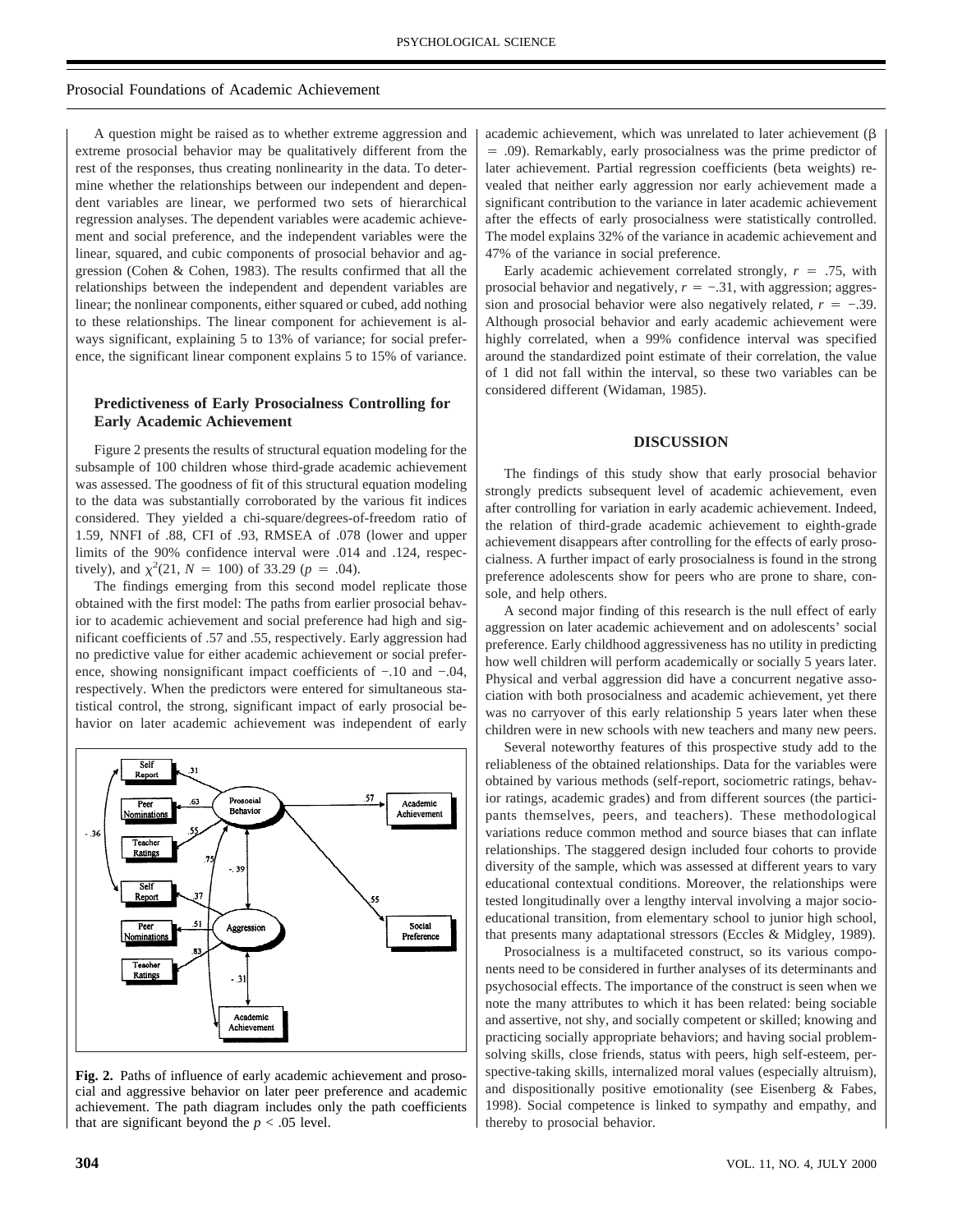A question might be raised as to whether extreme aggression and extreme prosocial behavior may be qualitatively different from the rest of the responses, thus creating nonlinearity in the data. To determine whether the relationships between our independent and dependent variables are linear, we performed two sets of hierarchical regression analyses. The dependent variables were academic achievement and social preference, and the independent variables were the linear, squared, and cubic components of prosocial behavior and aggression (Cohen & Cohen, 1983). The results confirmed that all the relationships between the independent and dependent variables are linear; the nonlinear components, either squared or cubed, add nothing to these relationships. The linear component for achievement is always significant, explaining 5 to 13% of variance; for social preference, the significant linear component explains 5 to 15% of variance.

### Predictiveness of Early Prosocialness Controlling for Early Academic Achievement

Figure 2 presents the results of structural equation modeling for the subsample of 100 children whose third-grade academic achievement was assessed. The goodness of fit of this structural equation modeling to the data was substantially corroborated by the various fit indices considered. They yielded a chi-square/degrees-of-freedom ratio of 1.59, NNFI of .88, CFI of .93, RMSEA of .078 (lower and upper limits of the 90% confidence interval were .014 and .124, respectively), and $\chi^2(21, N = 100)$ of 33.29 ($p = .04$).

The findings emerging from this second model replicate those obtained with the first model: The paths from earlier prosocial behavior to academic achievement and social preference had high and significant coefficients of .57 and .55, respectively. Early aggression had no predictive value for either academic achievement or social preference, showing nonsignificant impact coefficients of −.10 and −.04, respectively. When the predictors were entered for simultaneous statistical control, the strong, significant impact of early prosocial behavior on later academic achievement was independent of early academic achievement, which was unrelated to later achievement ($\beta = .09$). Remarkably, early prosocialness was the prime predictor of later achievement. Partial regression coefficients (beta weights) revealed that neither early aggression nor early achievement made a significant contribution to the variance in later academic achievement after the effects of early prosocialness were statistically controlled. The model explains 32% of the variance in academic achievement and 47% of the variance in social preference.

Self Report
Peer Nominations
Teacher Ratings
Self Report
Peer Nominations
Teacher Ratings
Prosocial Behavior
Aggression
Academic Achievement
Academic Achievement
Social Preference
.31
.63
.55
.75
-.39
.37
.51
.83
-.31
-.36
.57
.55

**Fig. 2.** Paths of influence of early academic achievement and prosocial and aggressive behavior on later peer preference and academic achievement. The path diagram includes only the path coefficients that are significant beyond the $p < .05$ level.

Early academic achievement correlated strongly, $r = .75$, with prosocial behavior and negatively, $r = -.31$, with aggression; aggression and prosocial behavior were also negatively related, $r = -.39$. Although prosocial behavior and early academic achievement were highly correlated, when a 99% confidence interval was specified around the standardized point estimate of their correlation, the value of 1 did not fall within the interval, so these two variables can be considered different (Widaman, 1985).

## DISCUSSION

The findings of this study show that early prosocial behavior strongly predicts subsequent level of academic achievement, even after controlling for variation in early academic achievement. Indeed, the relation of third-grade academic achievement to eighth-grade achievement disappears after controlling for the effects of early prosocialness. A further impact of early prosocialness is found in the strong preference adolescents show for peers who are prone to share, console, and help others.

A second major finding of this research is the null effect of early aggression on later academic achievement and on adolescents' social preference. Early childhood aggressiveness has no utility in predicting how well children will perform academically or socially 5 years later. Physical and verbal aggression did have a concurrent negative association with both prosocialness and academic achievement, yet there was no carryover of this early relationship 5 years later when these children were in new schools with new teachers and many new peers.

Several noteworthy features of this prospective study add to the reliableness of the obtained relationships. Data for the variables were obtained by various methods (self-report, sociometric ratings, behavior ratings, academic grades) and from different sources (the participants themselves, peers, and teachers). These methodological variations reduce common method and source biases that can inflate relationships. The staggered design included four cohorts to provide diversity of the sample, which was assessed at different years to vary educational contextual conditions. Moreover, the relationships were tested longitudinally over a lengthy interval involving a major socioeducational transition, from elementary school to junior high school, that presents many adaptational stressors (Eccles & Midgley, 1989).

Prosocialness is a multifaceted construct, so its various components need to be considered in further analyses of its determinants and psychosocial effects. The importance of the construct is seen when we note the many attributes to which it has been related: being sociable and assertive, not shy, and socially competent or skilled; knowing and practicing socially appropriate behaviors; and having social problem-solving skills, close friends, status with peers, high self-esteem, perspective-taking skills, internalized moral values (especially altruism), and dispositionally positive emotionality (see Eisenberg & Fabes, 1998). Social competence is linked to sympathy and empathy, and thereby to prosocial behavior.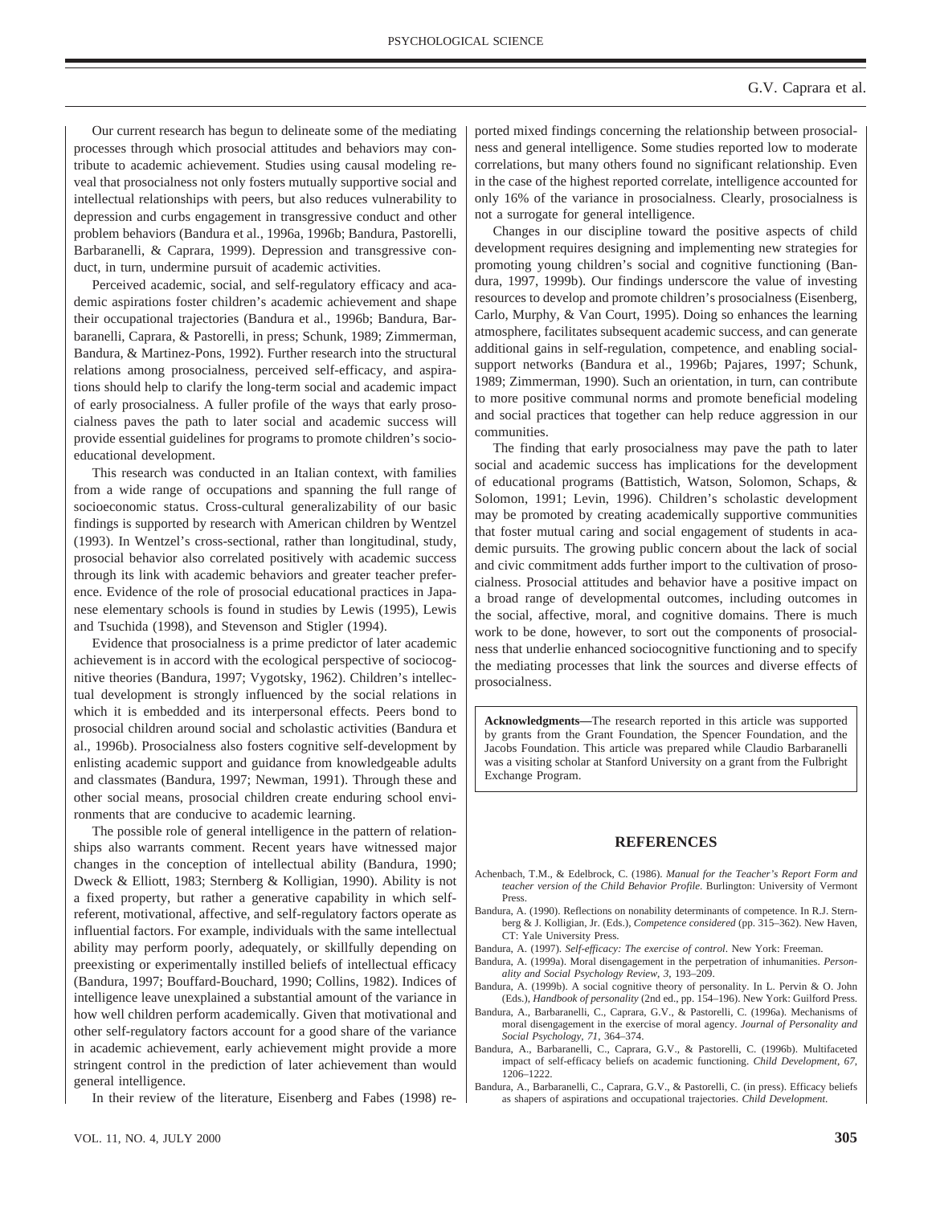Our current research has begun to delineate some of the mediating processes through which prosocial attitudes and behaviors may contribute to academic achievement. Studies using causal modeling reveal that prosocialness not only fosters mutually supportive social and intellectual relationships with peers, but also reduces vulnerability to depression and curbs engagement in transgressive conduct and other problem behaviors (Bandura et al., 1996a, 1996b; Bandura, Pastorelli, Barbaranelli, & Caprara, 1999). Depression and transgressive conduct, in turn, undermine pursuit of academic activities.

Perceived academic, social, and self-regulatory efficacy and academic aspirations foster children's academic achievement and shape their occupational trajectories (Bandura et al., 1996b; Bandura, Barbaranelli, Caprara, & Pastorelli, in press; Schunk, 1989; Zimmerman, Bandura, & Martinez-Pons, 1992). Further research into the structural relations among prosocialness, perceived self-efficacy, and aspirations should help to clarify the long-term social and academic impact of early prosocialness. A fuller profile of the ways that early prosocialness paves the path to later social and academic success will provide essential guidelines for programs to promote children's socioeducational development.

This research was conducted in an Italian context, with families from a wide range of occupations and spanning the full range of socioeconomic status. Cross-cultural generalizability of our basic findings is supported by research with American children by Wentzel (1993). In Wentzel's cross-sectional, rather than longitudinal, study, prosocial behavior also correlated positively with academic success through its link with academic behaviors and greater teacher preference. Evidence of the role of prosocial educational practices in Japanese elementary schools is found in studies by Lewis (1995), Lewis and Tsuchida (1998), and Stevenson and Stigler (1994).

Evidence that prosocialness is a prime predictor of later academic achievement is in accord with the ecological perspective of sociocognitive theories (Bandura, 1997; Vygotsky, 1962). Children's intellectual development is strongly influenced by the social relations in which it is embedded and its interpersonal effects. Peers bond to prosocial children around social and scholastic activities (Bandura et al., 1996b). Prosocialness also fosters cognitive self-development by enlisting academic support and guidance from knowledgeable adults and classmates (Bandura, 1997; Newman, 1991). Through these and other social means, prosocial children create enduring school environments that are conducive to academic learning.

The possible role of general intelligence in the pattern of relationships also warrants comment. Recent years have witnessed major changes in the conception of intellectual ability (Bandura, 1990; Dweck & Elliott, 1983; Sternberg & Kolligian, 1990). Ability is not a fixed property, but rather a generative capability in which self-referent, motivational, affective, and self-regulatory factors operate as influential factors. For example, individuals with the same intellectual ability may perform poorly, adequately, or skillfully depending on preexisting or experimentally instilled beliefs of intellectual efficacy (Bandura, 1997; Bouffard-Bouchard, 1990; Collins, 1982). Indices of intelligence leave unexplained a substantial amount of the variance in how well children perform academically. Given that motivational and other self-regulatory factors account for a good share of the variance in academic achievement, early achievement might provide a more stringent control in the prediction of later achievement than would general intelligence.

In their review of the literature, Eisenberg and Fabes (1998) reported mixed findings concerning the relationship between prosocialness and general intelligence. Some studies reported low to moderate correlations, but many others found no significant relationship. Even in the case of the highest reported correlate, intelligence accounted for only 16% of the variance in prosocialness. Clearly, prosocialness is not a surrogate for general intelligence.

Changes in our discipline toward the positive aspects of child development requires designing and implementing new strategies for promoting young children's social and cognitive functioning (Bandura, 1997, 1999b). Our findings underscore the value of investing resources to develop and promote children's prosocialness (Eisenberg, Carlo, Murphy, & Van Court, 1995). Doing so enhances the learning atmosphere, facilitates subsequent academic success, and can generate additional gains in self-regulation, competence, and enabling social-support networks (Bandura et al., 1996b; Pajares, 1997; Schunk, 1989; Zimmerman, 1990). Such an orientation, in turn, can contribute to more positive communal norms and promote beneficial modeling and social practices that together can help reduce aggression in our communities.

The finding that early prosocialness may pave the path to later social and academic success has implications for the development of educational programs (Battistich, Watson, Solomon, Schaps, & Solomon, 1991; Levin, 1996). Children's scholastic development may be promoted by creating academically supportive communities that foster mutual caring and social engagement of students in academic pursuits. The growing public concern about the lack of social and civic commitment adds further import to the cultivation of prosocialness. Prosocial attitudes and behavior have a positive impact on a broad range of developmental outcomes, including outcomes in the social, affective, moral, and cognitive domains. There is much work to be done, however, to sort out the components of prosocialness that underlie enhanced sociocognitive functioning and to specify the mediating processes that link the sources and diverse effects of prosocialness.

**Acknowledgments—**The research reported in this article was supported by grants from the Grant Foundation, the Spencer Foundation, and the Jacobs Foundation. This article was prepared while Claudio Barbaranelli was a visiting scholar at Stanford University on a grant from the Fulbright Exchange Program.

## REFERENCES

Achenbach, T.M., & Edelbrock, C. (1986). *Manual for the Teacher's Report Form and teacher version of the Child Behavior Profile*. Burlington: University of Vermont Press.

Bandura, A. (1990). Reflections on nonability determinants of competence. In R.J. Sternberg & J. Kolligian, Jr. (Eds.), *Competence considered* (pp. 315–362). New Haven, CT: Yale University Press.

Bandura, A. (1997). *Self-efficacy: The exercise of control*. New York: Freeman.

Bandura, A. (1999a). Moral disengagement in the perpetration of inhumanities. *Personality and Social Psychology Review*, *3*, 193–209.

Bandura, A. (1999b). A social cognitive theory of personality. In L. Pervin & O. John (Eds.), *Handbook of personality* (2nd ed., pp. 154–196). New York: Guilford Press.

Bandura, A., Barbaranelli, C., Caprara, G.V., & Pastorelli, C. (1996a). Mechanisms of moral disengagement in the exercise of moral agency. *Journal of Personality and Social Psychology*, *71*, 364–374.

Bandura, A., Barbaranelli, C., Caprara, G.V., & Pastorelli, C. (1996b). Multifaceted impact of self-efficacy beliefs on academic functioning. *Child Development*, *67*, 1206–1222.

Bandura, A., Barbaranelli, C., Caprara, G.V., & Pastorelli, C. (in press). Efficacy beliefs as shapers of aspirations and occupational trajectories. *Child Development*.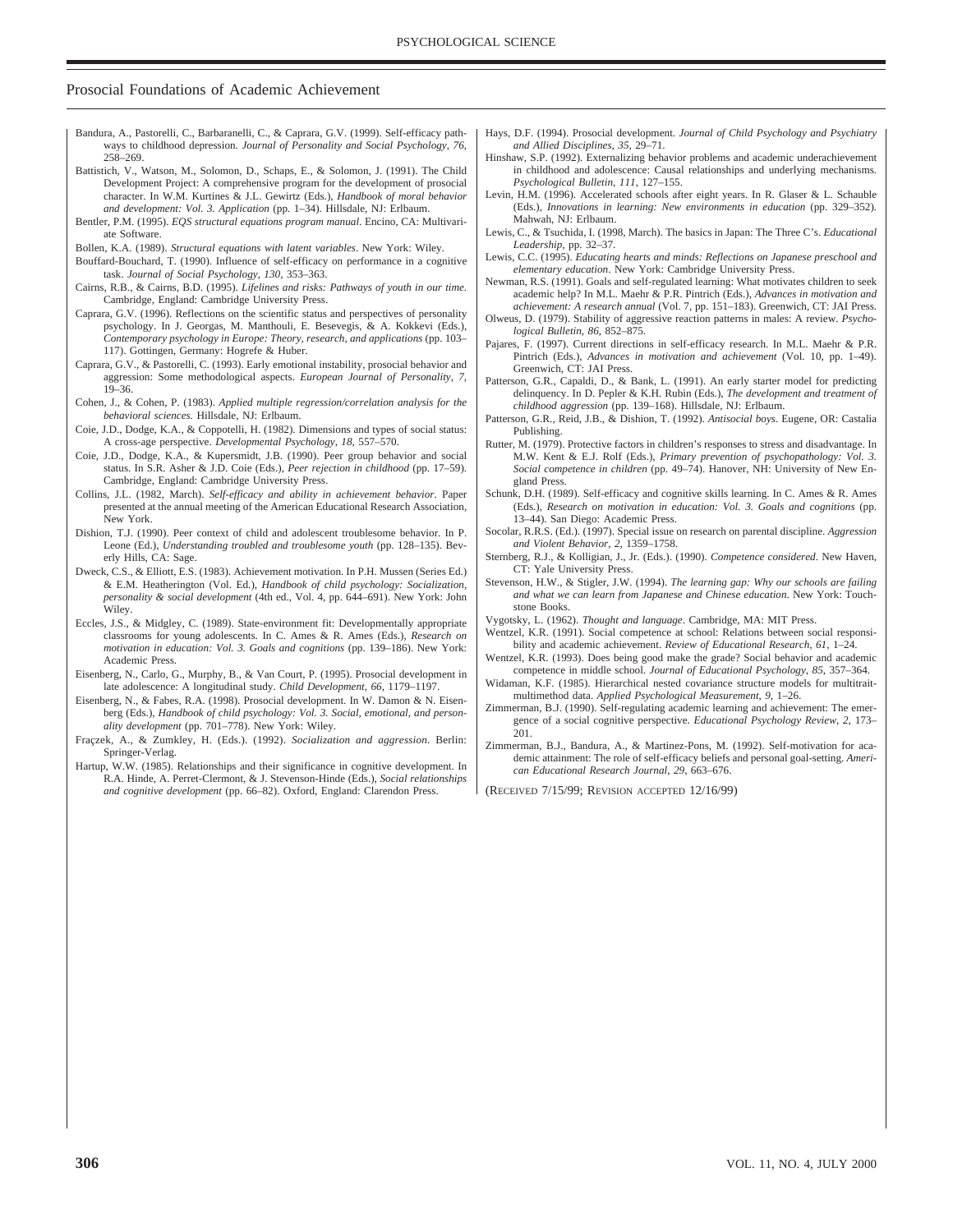Bandura, A., Pastorelli, C., Barbaranelli, C., & Caprara, G.V. (1999). Self-efficacy pathways to childhood depression. *Journal of Personality and Social Psychology*, *76*, 258–269.

Battistich, V., Watson, M., Solomon, D., Schaps, E., & Solomon, J. (1991). The Child Development Project: A comprehensive program for the development of prosocial character. In W.M. Kurtines & J.L. Gewirtz (Eds.), *Handbook of moral behavior and development: Vol. 3. Application* (pp. 1–34). Hillsdale, NJ: Erlbaum.

Bentler, P.M. (1995). *EQS structural equations program manual*. Encino, CA: Multivariate Software.

Bollen, K.A. (1989). *Structural equations with latent variables*. New York: Wiley.

Bouffard-Bouchard, T. (1990). Influence of self-efficacy on performance in a cognitive task. *Journal of Social Psychology*, *130*, 353–363.

Cairns, R.B., & Cairns, B.D. (1995). *Lifelines and risks: Pathways of youth in our time*. Cambridge, England: Cambridge University Press.

Caprara, G.V. (1996). Reflections on the scientific status and perspectives of personality psychology. In J. Georgas, M. Manthouli, E. Besevegis, & A. Kokkevi (Eds.), *Contemporary psychology in Europe: Theory, research, and applications* (pp. 103–117). Gottingen, Germany: Hogrefe & Huber.

Caprara, G.V., & Pastorelli, C. (1993). Early emotional instability, prosocial behavior and aggression: Some methodological aspects. *European Journal of Personality*, *7*, 19–36.

Cohen, J., & Cohen, P. (1983). *Applied multiple regression/correlation analysis for the behavioral sciences*. Hillsdale, NJ: Erlbaum.

Coie, J.D., Dodge, K.A., & Coppotelli, H. (1982). Dimensions and types of social status: A cross-age perspective. *Developmental Psychology*, *18*, 557–570.

Coie, J.D., Dodge, K.A., & Kupersmidt, J.B. (1990). Peer group behavior and social status. In S.R. Asher & J.D. Coie (Eds.), *Peer rejection in childhood* (pp. 17–59). Cambridge, England: Cambridge University Press.

Collins, J.L. (1982, March). *Self-efficacy and ability in achievement behavior*. Paper presented at the annual meeting of the American Educational Research Association, New York.

Dishion, T.J. (1990). Peer context of child and adolescent troublesome behavior. In P. Leone (Ed.), *Understanding troubled and troublesome youth* (pp. 128–135). Beverly Hills, CA: Sage.

Dweck, C.S., & Elliott, E.S. (1983). Achievement motivation. In P.H. Mussen (Series Ed.) & E.M. Heatherington (Vol. Ed.), *Handbook of child psychology: Socialization, personality & social development* (4th ed., Vol. 4, pp. 644–691). New York: John Wiley.

Eccles, J.S., & Midgley, C. (1989). State-environment fit: Developmentally appropriate classrooms for young adolescents. In C. Ames & R. Ames (Eds.), *Research on motivation in education: Vol. 3. Goals and cognitions* (pp. 139–186). New York: Academic Press.

Eisenberg, N., Carlo, G., Murphy, B., & Van Court, P. (1995). Prosocial development in late adolescence: A longitudinal study. *Child Development*, *66*, 1179–1197.

Eisenberg, N., & Fabes, R.A. (1998). Prosocial development. In W. Damon & N. Eisenberg (Eds.), *Handbook of child psychology: Vol. 3. Social, emotional, and personality development* (pp. 701–778). New York: Wiley.

Fraçzek, A., & Zumkley, H. (Eds.). (1992). *Socialization and aggression*. Berlin: Springer-Verlag.

Hartup, W.W. (1985). Relationships and their significance in cognitive development. In R.A. Hinde, A. Perret-Clermont, & J. Stevenson-Hinde (Eds.), *Social relationships and cognitive development* (pp. 66–82). Oxford, England: Clarendon Press.

Hays, D.F. (1994). Prosocial development. *Journal of Child Psychology and Psychiatry and Allied Disciplines*, *35*, 29–71.

Hinshaw, S.P. (1992). Externalizing behavior problems and academic underachievement in childhood and adolescence: Causal relationships and underlying mechanisms. *Psychological Bulletin*, *111*, 127–155.

Levin, H.M. (1996). Accelerated schools after eight years. In R. Glaser & L. Schauble (Eds.), *Innovations in learning: New environments in education* (pp. 329–352). Mahwah, NJ: Erlbaum.

Lewis, C., & Tsuchida, I. (1998, March). The basics in Japan: The Three C's. *Educational Leadership*, pp. 32–37.

Lewis, C.C. (1995). *Educating hearts and minds: Reflections on Japanese preschool and elementary education*. New York: Cambridge University Press.

Newman, R.S. (1991). Goals and self-regulated learning: What motivates children to seek academic help? In M.L. Maehr & P.R. Pintrich (Eds.), *Advances in motivation and achievement: A research annual* (Vol. 7, pp. 151–183). Greenwich, CT: JAI Press.

Olweus, D. (1979). Stability of aggressive reaction patterns in males: A review. *Psychological Bulletin*, *86*, 852–875.

Pajares, F. (1997). Current directions in self-efficacy research. In M.L. Maehr & P.R. Pintrich (Eds.), *Advances in motivation and achievement* (Vol. 10, pp. 1–49). Greenwich, CT: JAI Press.

Patterson, G.R., Capaldi, D., & Bank, L. (1991). An early starter model for predicting delinquency. In D. Pepler & K.H. Rubin (Eds.), *The development and treatment of childhood aggression* (pp. 139–168). Hillsdale, NJ: Erlbaum.

Patterson, G.R., Reid, J.B., & Dishion, T. (1992). *Antisocial boys*. Eugene, OR: Castalia Publishing.

Rutter, M. (1979). Protective factors in children's responses to stress and disadvantage. In M.W. Kent & E.J. Rolf (Eds.), *Primary prevention of psychopathology: Vol. 3. Social competence in children* (pp. 49–74). Hanover, NH: University of New England Press.

Schunk, D.H. (1989). Self-efficacy and cognitive skills learning. In C. Ames & R. Ames (Eds.), *Research on motivation in education: Vol. 3. Goals and cognitions* (pp. 13–44). San Diego: Academic Press.

Socolar, R.R.S. (Ed.). (1997). Special issue on research on parental discipline. *Aggression and Violent Behavior*, *2*, 1359–1758.

Sternberg, R.J., & Kolligian, J., Jr. (Eds.). (1990). *Competence considered*. New Haven, CT: Yale University Press.

Stevenson, H.W., & Stigler, J.W. (1994). *The learning gap: Why our schools are failing and what we can learn from Japanese and Chinese education*. New York: Touchstone Books.

Vygotsky, L. (1962). *Thought and language*. Cambridge, MA: MIT Press.

Wentzel, K.R. (1991). Social competence at school: Relations between social responsibility and academic achievement. *Review of Educational Research*, *61*, 1–24.

Wentzel, K.R. (1993). Does being good make the grade? Social behavior and academic competence in middle school. *Journal of Educational Psychology*, *85*, 357–364.

Widaman, K.F. (1985). Hierarchical nested covariance structure models for multitrait-multimethod data. *Applied Psychological Measurement*, *9*, 1–26.

Zimmerman, B.J. (1990). Self-regulating academic learning and achievement: The emergence of a social cognitive perspective. *Educational Psychology Review*, *2*, 173–201.

Zimmerman, B.J., Bandura, A., & Martinez-Pons, M. (1992). Self-motivation for academic attainment: The role of self-efficacy beliefs and personal goal-setting. *American Educational Research Journal*, *29*, 663–676.

(Received 7/15/99; Revision accepted 12/16/99)